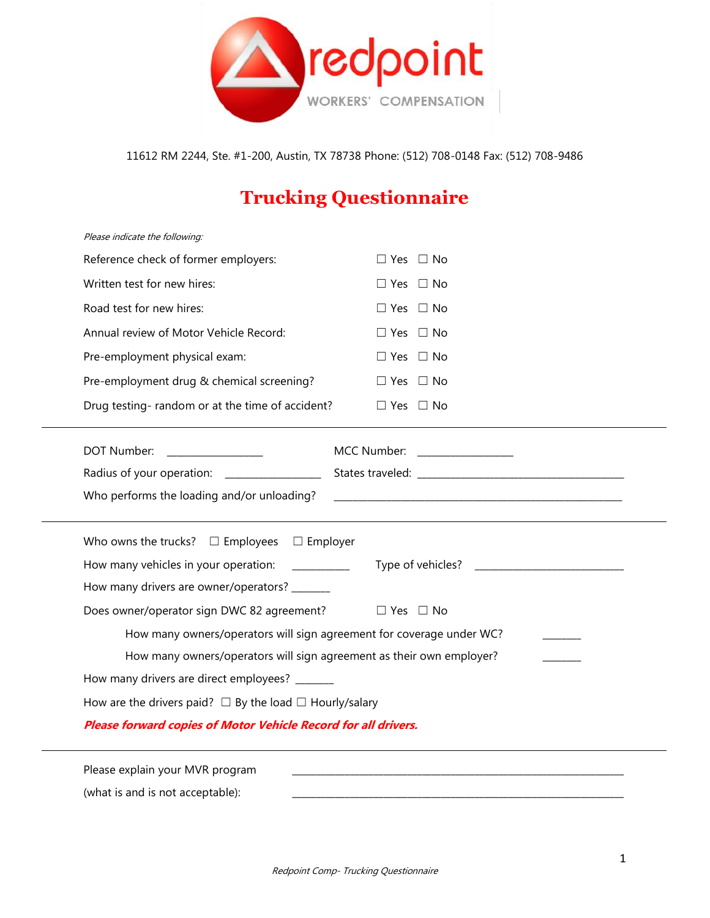redpoint

WORKERS' COMPENSATION

11612 RM 2244, Ste. #1-200, Austin, TX 78738 Phone: (512) 708-0148 Fax: (512) 708-9486

# Trucking Questionnaire

*Please indicate the following:*

Reference check of former employers: ☐ Yes ☐ No

Written test for new hires: ☐ Yes ☐ No

Road test for new hires: ☐ Yes ☐ No

Annual review of Motor Vehicle Record: ☐ Yes ☐ No

Pre-employment physical exam: ☐ Yes ☐ No

Pre-employment drug & chemical screening? ☐ Yes ☐ No

Drug testing- random or at the time of accident? ☐ Yes ☐ No

---

DOT Number: _________________ MCC Number: _________________

Radius of your operation: _________________ States traveled: ________________________________________

Who performs the loading and/or unloading? ____________________________________________________

---

Who owns the trucks? ☐ Employees ☐ Employer

How many vehicles in your operation: __________ Type of vehicles? __________________________

How many drivers are owner/operators? _______

Does owner/operator sign DWC 82 agreement? ☐ Yes ☐ No

How many owners/operators will sign agreement for coverage under WC? _______

How many owners/operators will sign agreement as their own employer? _______

How many drivers are direct employees? _______

How are the drivers paid? ☐ By the load ☐ Hourly/salary

***Please forward copies of Motor Vehicle Record for all drivers.***

---

Please explain your MVR program ____________________________________________________________

(what is and is not acceptable): ____________________________________________________________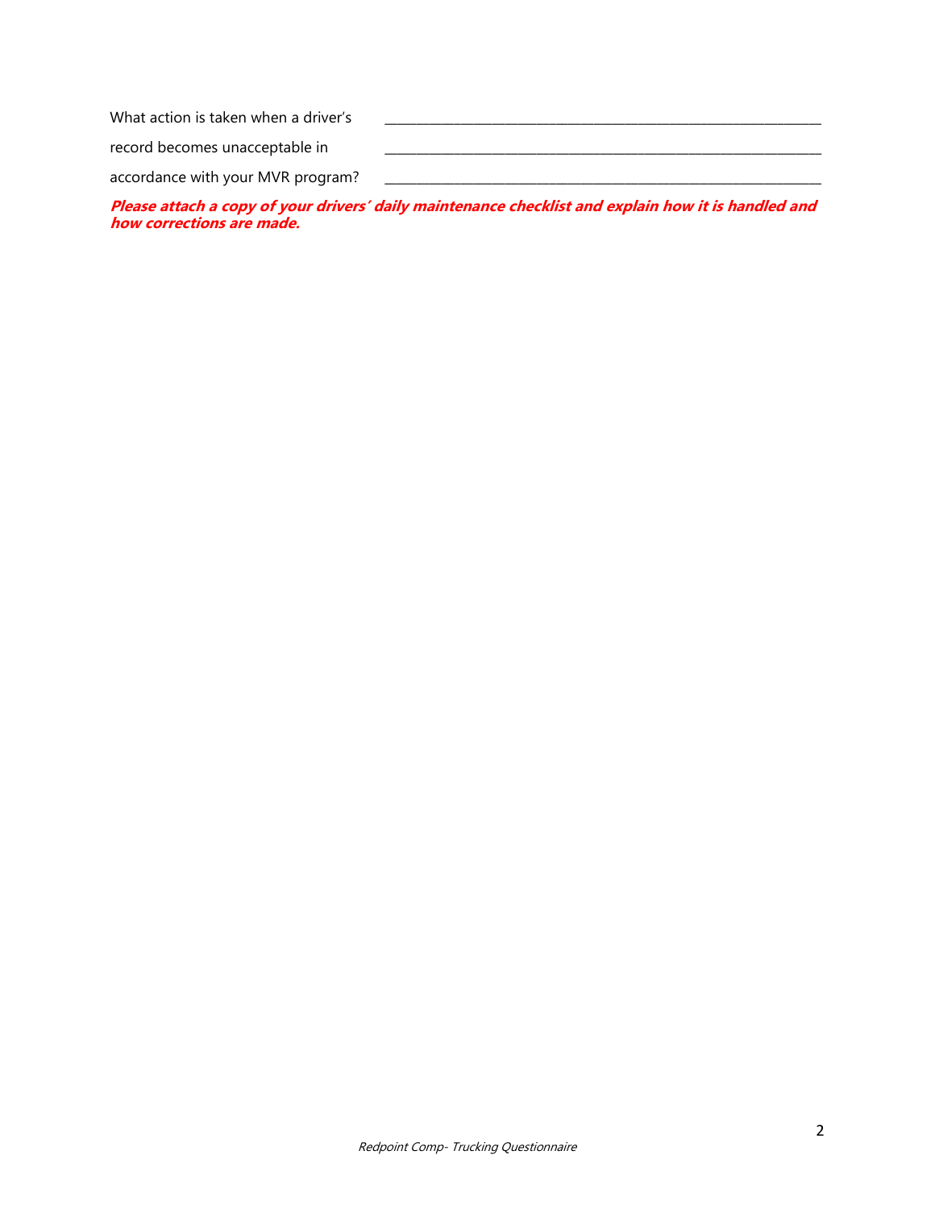What action is taken when a driver's record becomes unacceptable in accordance with your MVR program? ________________________________________________________________

________________________________________________________________

________________________________________________________________

***Please attach a copy of your drivers' daily maintenance checklist and explain how it is handled and how corrections are made.***